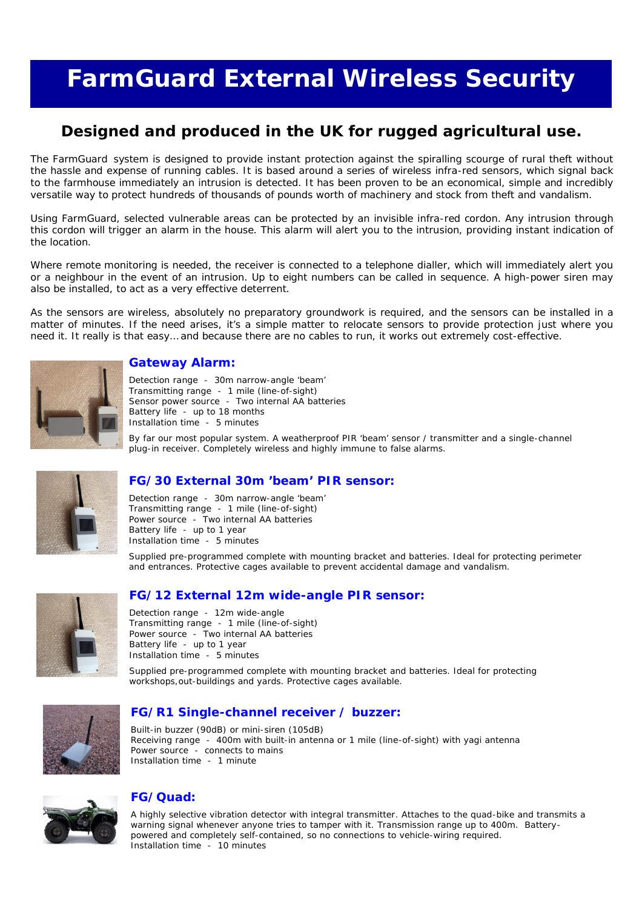# FarmGuard External Wireless Security

## Designed and produced in the UK for rugged agricultural use.

The FarmGuard system is designed to provide instant protection against the spiralling scourge of rural theft without the hassle and expense of running cables. It is based around a series of wireless infra-red sensors, which signal back to the farmhouse immediately an intrusion is detected. It has been proven to be an economical, simple and incredibly versatile way to protect hundreds of thousands of pounds worth of machinery and stock from theft and vandalism.

Using FarmGuard, selected vulnerable areas can be protected by an invisible infra-red cordon. Any intrusion through this cordon will trigger an alarm in the house. This alarm will alert you to the intrusion, providing instant indication of the location.

Where remote monitoring is needed, the receiver is connected to a telephone dialler, which will immediately alert you or a neighbour in the event of an intrusion. Up to eight numbers can be called in sequence. A high-power siren may also be installed, to act as a very effective deterrent.

As the sensors are wireless, absolutely no preparatory groundwork is required, and the sensors can be installed in a matter of minutes. If the need arises, it's a simple matter to relocate sensors to provide protection just where you need it. It really is that easy... and because there are no cables to run, it works out extremely cost-effective.

### Gateway Alarm:

Detection range - 30m narrow-angle 'beam'
Transmitting range - 1 mile (line-of-sight)
Sensor power source - Two internal AA batteries
Battery life - up to 18 months
Installation time - 5 minutes

By far our most popular system. A weatherproof PIR 'beam' sensor / transmitter and a single-channel plug-in receiver. Completely wireless and highly immune to false alarms.

### FG/30 External 30m 'beam' PIR sensor:

Detection range - 30m narrow-angle 'beam'
Transmitting range - 1 mile (line-of-sight)
Power source - Two internal AA batteries
Battery life - up to 1 year
Installation time - 5 minutes

Supplied pre-programmed complete with mounting bracket and batteries. Ideal for protecting perimeter and entrances. Protective cages available to prevent accidental damage and vandalism.

### FG/12 External 12m wide-angle PIR sensor:

Detection range - 12m wide-angle
Transmitting range - 1 mile (line-of-sight)
Power source - Two internal AA batteries
Battery life - up to 1 year
Installation time - 5 minutes

Supplied pre-programmed complete with mounting bracket and batteries. Ideal for protecting workshops,out-buildings and yards. Protective cages available.

### FG/R1 Single-channel receiver / buzzer:

Built-in buzzer (90dB) or mini-siren (105dB)
Receiving range - 400m with built-in antenna or 1 mile (line-of-sight) with yagi antenna
Power source - connects to mains
Installation time - 1 minute

### FG/Quad:

A highly selective vibration detector with integral transmitter. Attaches to the quad-bike and transmits a warning signal whenever anyone tries to tamper with it. Transmission range up to 400m. Battery-powered and completely self-contained, so no connections to vehicle-wiring required.
Installation time - 10 minutes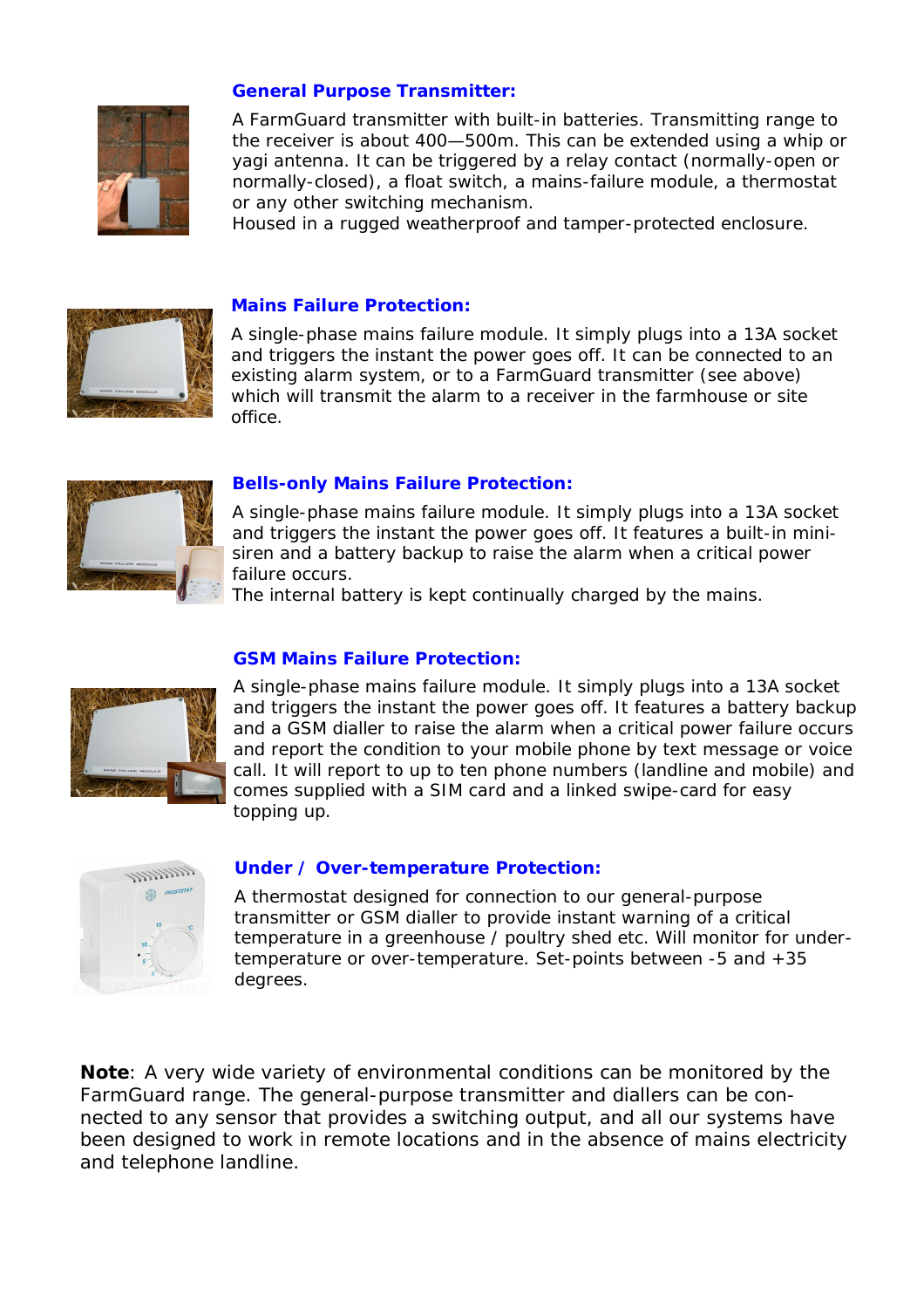### General Purpose Transmitter:

A FarmGuard transmitter with built-in batteries. Transmitting range to the receiver is about 400—500m. This can be extended using a whip or yagi antenna. It can be triggered by a relay contact (normally-open or normally-closed), a float switch, a mains-failure module, a thermostat or any other switching mechanism.
Housed in a rugged weatherproof and tamper-protected enclosure.

### Mains Failure Protection:

A single-phase mains failure module. It simply plugs into a 13A socket and triggers the instant the power goes off. It can be connected to an existing alarm system, or to a FarmGuard transmitter (see above) which will transmit the alarm to a receiver in the farmhouse or site office.

### Bells-only Mains Failure Protection:

A single-phase mains failure module. It simply plugs into a 13A socket and triggers the instant the power goes off. It features a built-in mini-siren and a battery backup to raise the alarm when a critical power failure occurs.
The internal battery is kept continually charged by the mains.

### GSM Mains Failure Protection:

A single-phase mains failure module. It simply plugs into a 13A socket and triggers the instant the power goes off. It features a battery backup and a GSM dialler to raise the alarm when a critical power failure occurs and report the condition to your mobile phone by text message or voice call. It will report to up to ten phone numbers (landline and mobile) and comes supplied with a SIM card and a linked swipe-card for easy topping up.

### Under / Over-temperature Protection:

A thermostat designed for connection to our general-purpose transmitter or GSM dialler to provide instant warning of a critical temperature in a greenhouse / poultry shed etc. Will monitor for under-temperature or over-temperature. Set-points between -5 and +35 degrees.

**Note**: A very wide variety of environmental conditions can be monitored by the FarmGuard range. The general-purpose transmitter and diallers can be connected to any sensor that provides a switching output, and all our systems have been designed to work in remote locations and in the absence of mains electricity and telephone landline.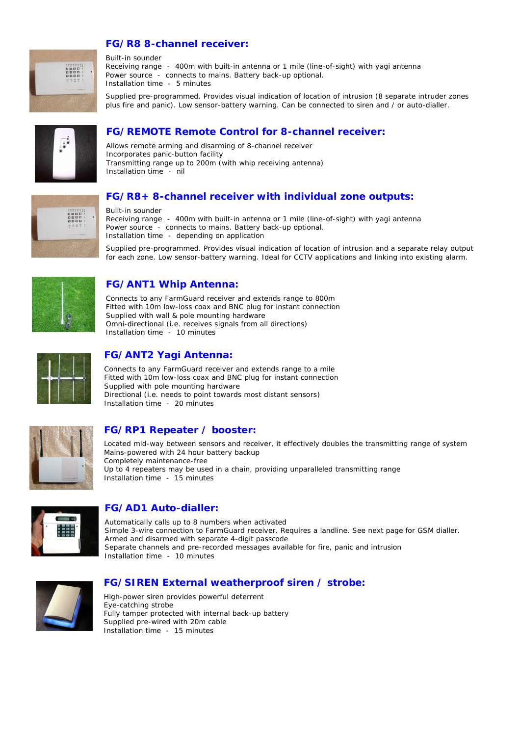## FG/R8 8-channel receiver:

Built-in sounder
Receiving range - 400m with built-in antenna or 1 mile (line-of-sight) with yagi antenna
Power source - connects to mains. Battery back-up optional.
Installation time - 5 minutes

Supplied pre-programmed. Provides visual indication of location of intrusion (8 separate intruder zones plus fire and panic). Low sensor-battery warning. Can be connected to siren and / or auto-dialler.

## FG/REMOTE Remote Control for 8-channel receiver:

Allows remote arming and disarming of 8-channel receiver
Incorporates panic-button facility
Transmitting range up to 200m (with whip receiving antenna)
Installation time - nil

## FG/R8+ 8-channel receiver with individual zone outputs:

Built-in sounder
Receiving range - 400m with built-in antenna or 1 mile (line-of-sight) with yagi antenna
Power source - connects to mains. Battery back-up optional.
Installation time - depending on application

Supplied pre-programmed. Provides visual indication of location of intrusion and a separate relay output for each zone. Low sensor-battery warning. Ideal for CCTV applications and linking into existing alarm.

## FG/ANT1 Whip Antenna:

Connects to any FarmGuard receiver and extends range to 800m
Fitted with 10m low-loss coax and BNC plug for instant connection
Supplied with wall & pole mounting hardware
Omni-directional (i.e. receives signals from all directions)
Installation time - 10 minutes

## FG/ANT2 Yagi Antenna:

Connects to any FarmGuard receiver and extends range to a mile
Fitted with 10m low-loss coax and BNC plug for instant connection
Supplied with pole mounting hardware
Directional (i.e. needs to point towards most distant sensors)
Installation time - 20 minutes

## FG/RP1 Repeater / booster:

Located mid-way between sensors and receiver, it effectively doubles the transmitting range of system
Mains-powered with 24 hour battery backup
Completely maintenance-free
Up to 4 repeaters may be used in a chain, providing unparalleled transmitting range
Installation time - 15 minutes

## FG/AD1 Auto-dialler:

Automatically calls up to 8 numbers when activated
Simple 3-wire connection to FarmGuard receiver. Requires a landline. See next page for GSM dialler.
Armed and disarmed with separate 4-digit passcode
Separate channels and pre-recorded messages available for fire, panic and intrusion
Installation time - 10 minutes

## FG/SIREN External weatherproof siren / strobe:

High-power siren provides powerful deterrent
Eye-catching strobe
Fully tamper protected with internal back-up battery
Supplied pre-wired with 20m cable
Installation time - 15 minutes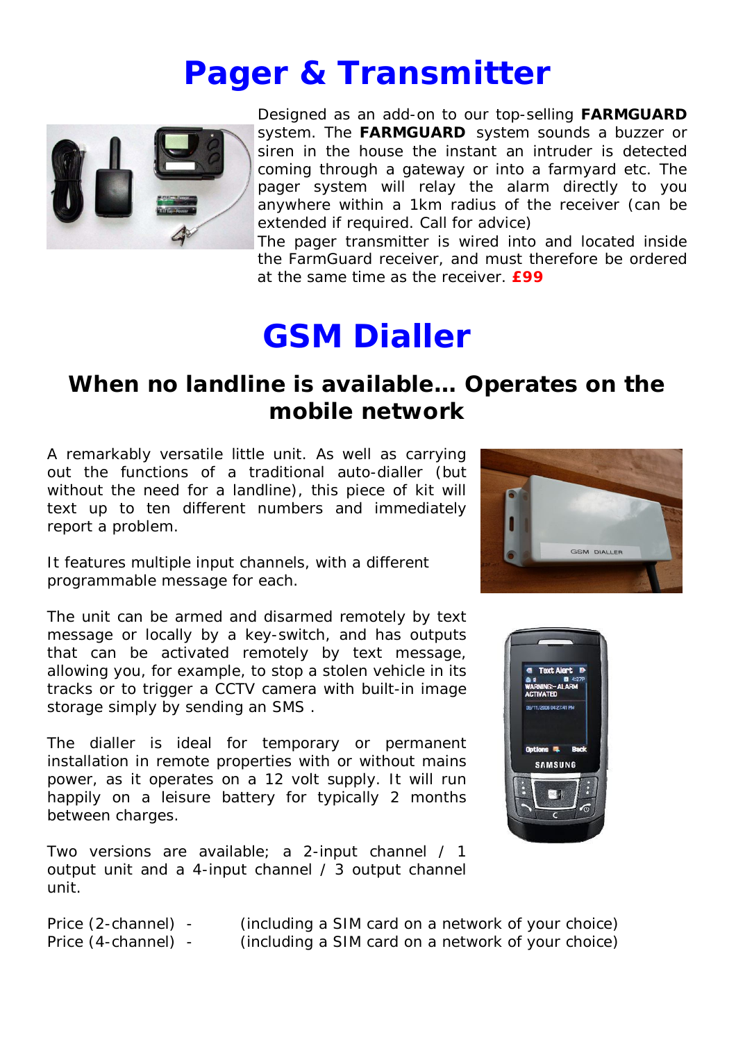# Pager & Transmitter

Designed as an add-on to our top-selling **FARMGUARD** system. The **FARMGUARD** system sounds a buzzer or siren in the house the instant an intruder is detected coming through a gateway or into a farmyard etc. The pager system will relay the alarm directly to you anywhere within a 1km radius of the receiver (can be extended if required. Call for advice)

The pager transmitter is wired into and located inside the FarmGuard receiver, and must therefore be ordered at the same time as the receiver. **£99**

# GSM Dialler

## When no landline is available… Operates on the mobile network

A remarkably versatile little unit. As well as carrying out the functions of a traditional auto-dialler (but without the need for a landline), this piece of kit will text up to ten different numbers and immediately report a problem.

It features multiple input channels, with a different programmable message for each.

The unit can be armed and disarmed remotely by text message or locally by a key-switch, and has outputs that can be activated remotely by text message, allowing you, for example, to stop a stolen vehicle in its tracks or to trigger a CCTV camera with built-in image storage simply by sending an SMS .

The dialler is ideal for temporary or permanent installation in remote properties with or without mains power, as it operates on a 12 volt supply. It will run happily on a leisure battery for typically 2 months between charges.

Two versions are available; a 2-input channel / 1 output unit and a 4-input channel / 3 output channel unit.

Price (2-channel) - (including a SIM card on a network of your choice)
Price (4-channel) - (including a SIM card on a network of your choice)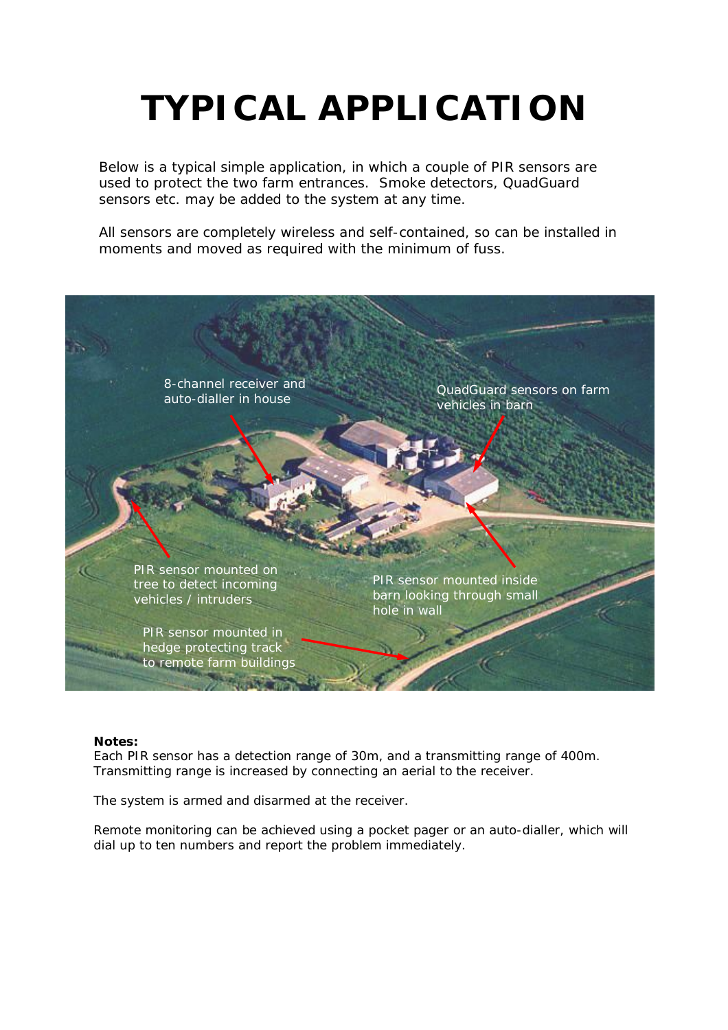# TYPICAL APPLICATION

Below is a typical simple application, in which a couple of PIR sensors are used to protect the two farm entrances. Smoke detectors, QuadGuard sensors etc. may be added to the system at any time.

All sensors are completely wireless and self-contained, so can be installed in moments and moved as required with the minimum of fuss.

8-channel receiver and auto-dialler in house

QuadGuard sensors on farm vehicles in barn

PIR sensor mounted on tree to detect incoming vehicles / intruders

PIR sensor mounted inside barn looking through small hole in wall

PIR sensor mounted in hedge protecting track to remote farm buildings

**Notes:**
Each PIR sensor has a detection range of 30m, and a transmitting range of 400m. Transmitting range is increased by connecting an aerial to the receiver.

The system is armed and disarmed at the receiver.

Remote monitoring can be achieved using a pocket pager or an auto-dialler, which will dial up to ten numbers and report the problem immediately.